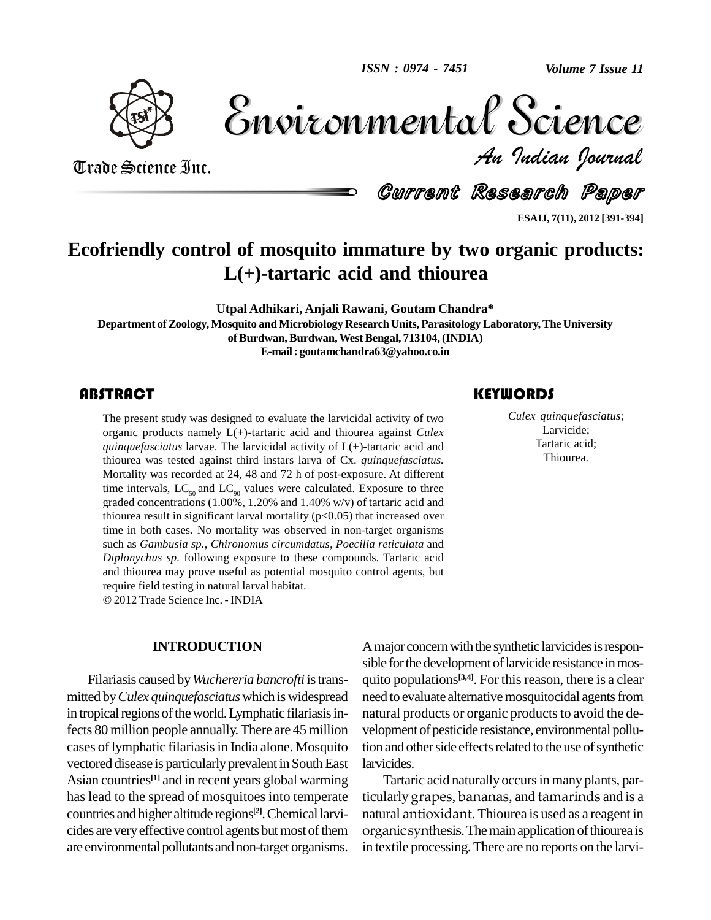# Ecofriendly control of mosquito immature by two organic products: L(+)-tartaric acid and thiourea

**Utpal Adhikari, Anjali Rawani, Goutam Chandra\***

**Department of Zoology, Mosquito and Microbiology Research Units, Parasitology Laboratory, The University of Burdwan, Burdwan, West Bengal, 713104, (INDIA)**

**E-mail : goutamchandra63@yahoo.co.in**

## ABSTRACT

The present study was designed to evaluate the larvicidal activity of two organic products namely L(+)-tartaric acid and thiourea against *Culex quinquefasciatus* larvae. The larvicidal activity of L(+)-tartaric acid and thiourea was tested against third instars larva of Cx. *quinquefasciatus.* Mortality was recorded at 24, 48 and 72 h of post-exposure. At different time intervals, $LC_{50}$ and $LC_{90}$ values were calculated. Exposure to three graded concentrations (1.00%, 1.20% and 1.40% w/v) of tartaric acid and thiourea result in significant larval mortality ($p<0.05$) that increased over time in both cases. No mortality was observed in non-target organisms such as *Gambusia sp.*, *Chironomus circumdatus*, *Poecilia reticulata* and *Diplonychus sp.* following exposure to these compounds. Tartaric acid and thiourea may prove useful as potential mosquito control agents, but require field testing in natural larval habitat.

© 2012 Trade Science Inc. - INDIA

## KEYWORDS

*Culex quinquefasciatus*;
Larvicide;
Tartaric acid;
Thiourea.

## INTRODUCTION

Filariasis caused by *Wuchereria bancrofti* is transmitted by *Culex quinquefasciatus* which is widespread in tropical regions of the world. Lymphatic filariasis infects 80 million people annually. There are 45 million cases of lymphatic filariasis in India alone. Mosquito vectored disease is particularly prevalent in South East Asian countries[1] and in recent years global warming has lead to the spread of mosquitoes into temperate countries and higher altitude regions[2]. Chemical larvicides are very effective control agents but most of them are environmental pollutants and non-target organisms. A major concern with the synthetic larvicides is responsible for the development of larvicide resistance in mosquito populations[3,4]. For this reason, there is a clear need to evaluate alternative mosquitocidal agents from natural products or organic products to avoid the development of pesticide resistance, environmental pollution and other side effects related to the use of synthetic larvicides.

Tartaric acid naturally occurs in many plants, particularly grapes, bananas, and tamarinds and is a natural antioxidant. Thiourea is used as a reagent in organic synthesis. The main application of thiourea is in textile processing. There are no reports on the larvi-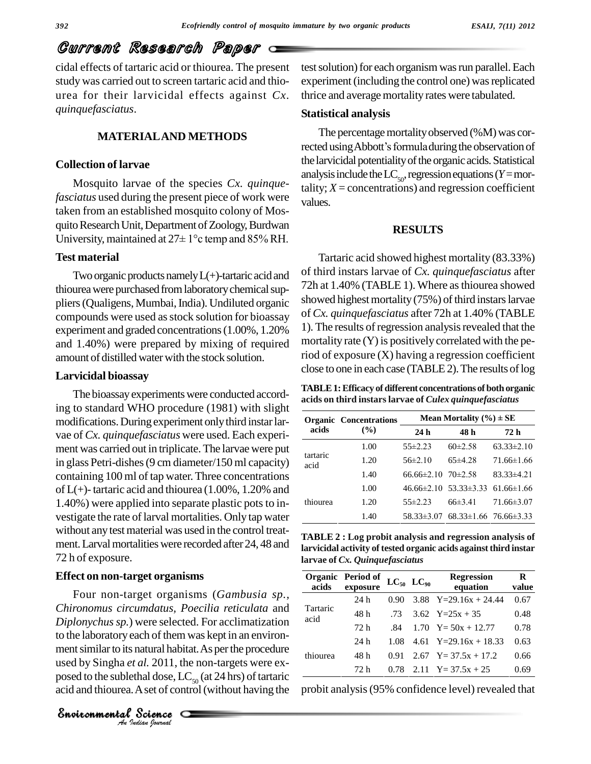cidal effects of tartaric acid or thiourea. The present study was carried out to screen tartaric acid and thiourea for their larvicidal effects against *Cx. quinquefasciatus*.

## MATERIAL AND METHODS

### Collection of larvae

Mosquito larvae of the species *Cx. quinquefasciatus* used during the present piece of work were taken from an established mosquito colony of Mosquito Research Unit, Department of Zoology, Burdwan University, maintained at 27± 1°c temp and 85% RH.

### Test material

Two organic products namely L(+)-tartaric acid and thiourea were purchased from laboratory chemical suppliers (Qualigens, Mumbai, India). Undiluted organic compounds were used as stock solution for bioassay experiment and graded concentrations (1.00%, 1.20% and 1.40%) were prepared by mixing of required amount of distilled water with the stock solution.

### Larvicidal bioassay

The bioassay experiments were conducted according to standard WHO procedure (1981) with slight modifications. During experiment only third instar larvae of *Cx. quinquefasciatus* were used. Each experiment was carried out in triplicate. The larvae were put in glass Petri-dishes (9 cm diameter/150 ml capacity) containing 100 ml of tap water. Three concentrations of L(+)- tartaric acid and thiourea (1.00%, 1.20% and 1.40%) were applied into separate plastic pots to investigate the rate of larval mortalities. Only tap water without any test material was used in the control treatment. Larval mortalities were recorded after 24, 48 and 72 h of exposure.

### Effect on non-target organisms

Four non-target organisms (*Gambusia sp., Chironomus circumdatus, Poecilia reticulata* and *Diplonychus sp.*) were selected. For acclimatization to the laboratory each of them was kept in an environment similar to its natural habitat. As per the procedure used by Singha *et al.* 2011, the non-targets were exposed to the sublethal dose, $LC_{50}$ (at 24 hrs) of tartaric acid and thiourea. A set of control (without having the test solution) for each organism was run parallel. Each experiment (including the control one) was replicated thrice and average mortality rates were tabulated.

### Statistical analysis

The percentage mortality observed (%M) was corrected using Abbott's formula during the observation of the larvicidal potentiality of the organic acids. Statistical analysis include the $LC_{50}$, regression equations ($Y$ = mortality; $X$ = concentrations) and regression coefficient values.

## RESULTS

Tartaric acid showed highest mortality (83.33%) of third instars larvae of *Cx. quinquefasciatus* after 72h at 1.40% (TABLE 1). Where as thiourea showed showed highest mortality (75%) of third instars larvae of *Cx. quinquefasciatus* after 72h at 1.40% (TABLE 1). The results of regression analysis revealed that the mortality rate (Y) is positively correlated with the period of exposure (X) having a regression coefficient close to one in each case (TABLE 2). The results of log probit analysis (95% confidence level) revealed that

**TABLE 1: Efficacy of different concentrations of both organic acids on third instars larvae of *Culex quinquefasciatus***

| Organic acids | Concentrations (%) | Mean Mortality (%) ± SE | | |
|---|---|---|---|---|
| | | 24 h | 48 h | 72 h |
| tartaric acid | 1.00 | 55±2.23 | 60±2.58 | 63.33±2.10 |
| | 1.20 | 56±2.10 | 65±4.28 | 71.66±1.66 |
| | 1.40 | 66.66±2.10 | 70±2.58 | 83.33±4.21 |
| thiourea | 1.00 | 46.66±2.10 | 53.33±3.33 | 61.66±1.66 |
| | 1.20 | 55±2.23 | 66±3.41 | 71.66±3.07 |
| | 1.40 | 58.33±3.07 | 68.33±1.66 | 76.66±3.33 |

**TABLE 2 : Log probit analysis and regression analysis of larvicidal activity of tested organic acids against third instar larvae of *Cx. Quinquefasciatus***

| Organic acids | Period of exposure | $LC_{50}$ | $LC_{90}$ | Regression equation | R value |
|---|---|---|---|---|---|
| Tartaric acid | 24 h | 0.90 | 3.88 | Y=29.16x + 24.44 | 0.67 |
| | 48 h | .73 | 3.62 | Y=25x + 35 | 0.48 |
| | 72 h | .84 | 1.70 | Y= 50x + 12.77 | 0.78 |
| thiourea | 24 h | 1.08 | 4.61 | Y=29.16x + 18.33 | 0.63 |
| | 48 h | 0.91 | 2.67 | Y= 37.5x + 17.2 | 0.66 |
| | 72 h | 0.78 | 2.11 | Y= 37.5x + 25 | 0.69 |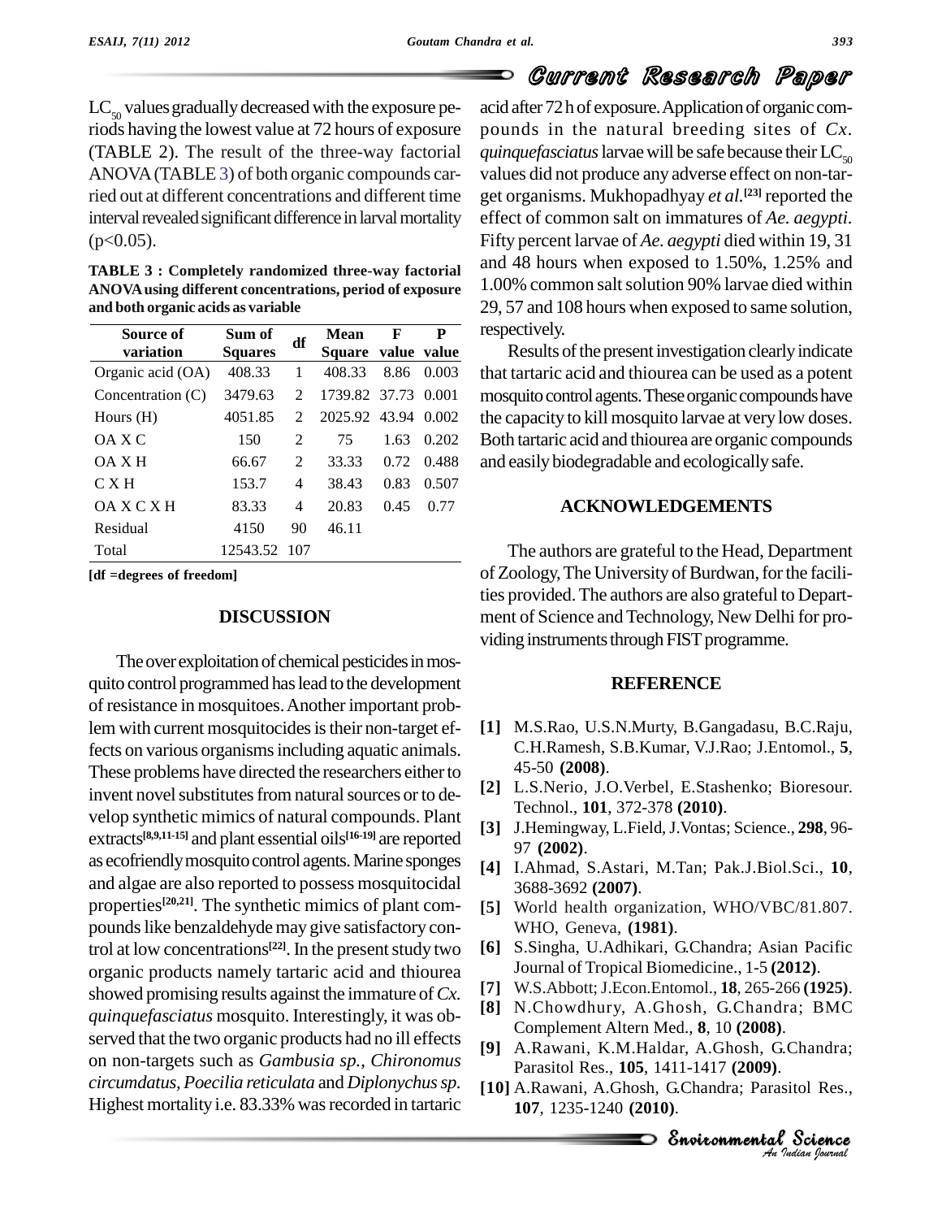$LC_{50}$ values gradually decreased with the exposure periods having the lowest value at 72 hours of exposure (TABLE 2). The result of the three-way factorial ANOVA (TABLE 3) of both organic compounds carried out at different concentrations and different time interval revealed significant difference in larval mortality ($p<0.05$).

**TABLE 3 : Completely randomized three-way factorial ANOVA using different concentrations, period of exposure and both organic acids as variable**

| Source of variation | Sum of Squares | df | Mean Square | F value | P value |
|---|---|---|---|---|---|
| Organic acid (OA) | 408.33 | 1 | 408.33 | 8.86 | 0.003 |
| Concentration (C) | 3479.63 | 2 | 1739.82 | 37.73 | 0.001 |
| Hours (H) | 4051.85 | 2 | 2025.92 | 43.94 | 0.002 |
| OA X C | 150 | 2 | 75 | 1.63 | 0.202 |
| OA X H | 66.67 | 2 | 33.33 | 0.72 | 0.488 |
| C X H | 153.7 | 4 | 38.43 | 0.83 | 0.507 |
| OA X C X H | 83.33 | 4 | 20.83 | 0.45 | 0.77 |
| Residual | 4150 | 90 | 46.11 | | |
| Total | 12543.52 | 107 | | | |

**[df =degrees of freedom]**

## DISCUSSION

The over exploitation of chemical pesticides in mosquito control programmed has lead to the development of resistance in mosquitoes. Another important problem with current mosquitocides is their non-target effects on various organisms including aquatic animals. These problems have directed the researchers either to invent novel substitutes from natural sources or to develop synthetic mimics of natural compounds. Plant extracts[8,9,11-15] and plant essential oils[16-19] are reported as ecofriendly mosquito control agents. Marine sponges and algae are also reported to possess mosquitocidal properties[20,21]. The synthetic mimics of plant compounds like benzaldehyde may give satisfactory control at low concentrations[22]. In the present study two organic products namely tartaric acid and thiourea showed promising results against the immature of *Cx. quinquefasciatus* mosquito. Interestingly, it was observed that the two organic products had no ill effects on non-targets such as *Gambusia sp., Chironomus circumdatus, Poecilia reticulata* and *Diplonychus sp.* Highest mortality i.e. 83.33% was recorded in tartaric acid after 72 h of exposure. Application of organic compounds in the natural breeding sites of *Cx. quinquefasciatus* larvae will be safe because their $LC_{50}$ values did not produce any adverse effect on non-target organisms. Mukhopadhyay *et al.*[23] reported the effect of common salt on immatures of *Ae. aegypti*. Fifty percent larvae of *Ae. aegypti* died within 19, 31 and 48 hours when exposed to 1.50%, 1.25% and 1.00% common salt solution 90% larvae died within 29, 57 and 108 hours when exposed to same solution, respectively.

Results of the present investigation clearly indicate that tartaric acid and thiourea can be used as a potent mosquito control agents. These organic compounds have the capacity to kill mosquito larvae at very low doses. Both tartaric acid and thiourea are organic compounds and easily biodegradable and ecologically safe.

## ACKNOWLEDGEMENTS

The authors are grateful to the Head, Department of Zoology, The University of Burdwan, for the facilities provided. The authors are also grateful to Department of Science and Technology, New Delhi for providing instruments through FIST programme.

## REFERENCE

[1] M.S.Rao, U.S.N.Murty, B.Gangadasu, B.C.Raju, C.H.Ramesh, S.B.Kumar, V.J.Rao; J.Entomol., **5**, 45-50 **(2008)**.

[2] L.S.Nerio, J.O.Verbel, E.Stashenko; Bioresour. Technol., **101**, 372-378 **(2010)**.

[3] J.Hemingway, L.Field, J.Vontas; Science., **298**, 96-97 **(2002)**.

[4] I.Ahmad, S.Astari, M.Tan; Pak.J.Biol.Sci., **10**, 3688-3692 **(2007)**.

[5] World health organization, WHO/VBC/81.807. WHO, Geneva, **(1981)**.

[6] S.Singha, U.Adhikari, G.Chandra; Asian Pacific Journal of Tropical Biomedicine., 1-5 **(2012)**.

[7] W.S.Abbott; J.Econ.Entomol., **18**, 265-266 **(1925)**.

[8] N.Chowdhury, A.Ghosh, G.Chandra; BMC Complement Altern Med., **8**, 10 **(2008)**.

[9] A.Rawani, K.M.Haldar, A.Ghosh, G.Chandra; Parasitol Res., **105**, 1411-1417 **(2009)**.

[10] A.Rawani, A.Ghosh, G.Chandra; Parasitol Res., **107**, 1235-1240 **(2010)**.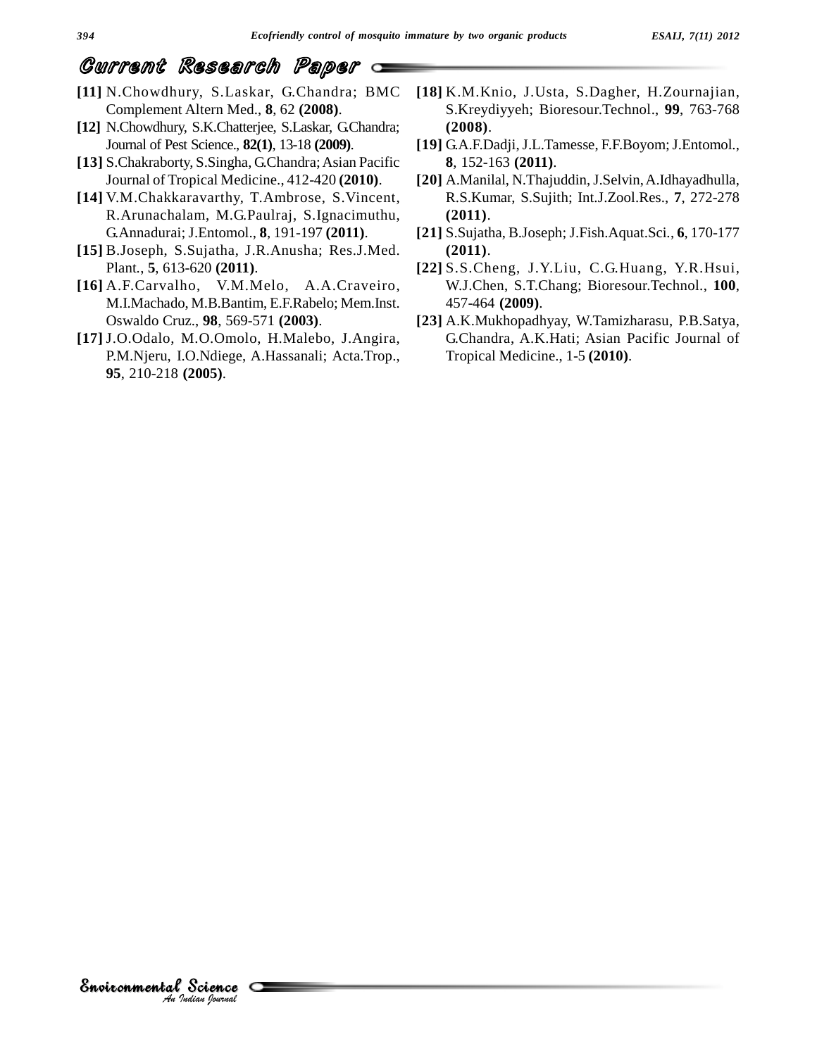**[11]** N.Chowdhury, S.Laskar, G.Chandra; BMC Complement Altern Med., **8**, 62 **(2008)**.

**[12]** N.Chowdhury, S.K.Chatterjee, S.Laskar, G.Chandra; Journal of Pest Science., **82(1)**, 13-18 **(2009)**.

**[13]** S.Chakraborty, S.Singha, G.Chandra; Asian Pacific Journal of Tropical Medicine., 412-420 **(2010)**.

**[14]** V.M.Chakkaravarthy, T.Ambrose, S.Vincent, R.Arunachalam, M.G.Paulraj, S.Ignacimuthu, G.Annadurai; J.Entomol., **8**, 191-197 **(2011)**.

**[15]** B.Joseph, S.Sujatha, J.R.Anusha; Res.J.Med. Plant., **5**, 613-620 **(2011)**.

**[16]** A.F.Carvalho, V.M.Melo, A.A.Craveiro, M.I.Machado, M.B.Bantim, E.F.Rabelo; Mem.Inst. Oswaldo Cruz., **98**, 569-571 **(2003)**.

**[17]** J.O.Odalo, M.O.Omolo, H.Malebo, J.Angira, P.M.Njeru, I.O.Ndiege, A.Hassanali; Acta.Trop., **95**, 210-218 **(2005)**.

**[18]** K.M.Knio, J.Usta, S.Dagher, H.Zournajian, S.Kreydiyyeh; Bioresour.Technol., **99**, 763-768 **(2008)**.

**[19]** G.A.F.Dadji, J.L.Tamesse, F.F.Boyom; J.Entomol., **8**, 152-163 **(2011)**.

**[20]** A.Manilal, N.Thajuddin, J.Selvin, A.Idhayadhulla, R.S.Kumar, S.Sujith; Int.J.Zool.Res., **7**, 272-278 **(2011)**.

**[21]** S.Sujatha, B.Joseph; J.Fish.Aquat.Sci., **6**, 170-177 **(2011)**.

**[22]** S.S.Cheng, J.Y.Liu, C.G.Huang, Y.R.Hsui, W.J.Chen, S.T.Chang; Bioresour.Technol., **100**, 457-464 **(2009)**.

**[23]** A.K.Mukhopadhyay, W.Tamizharasu, P.B.Satya, G.Chandra, A.K.Hati; Asian Pacific Journal of Tropical Medicine., 1-5 **(2010)**.